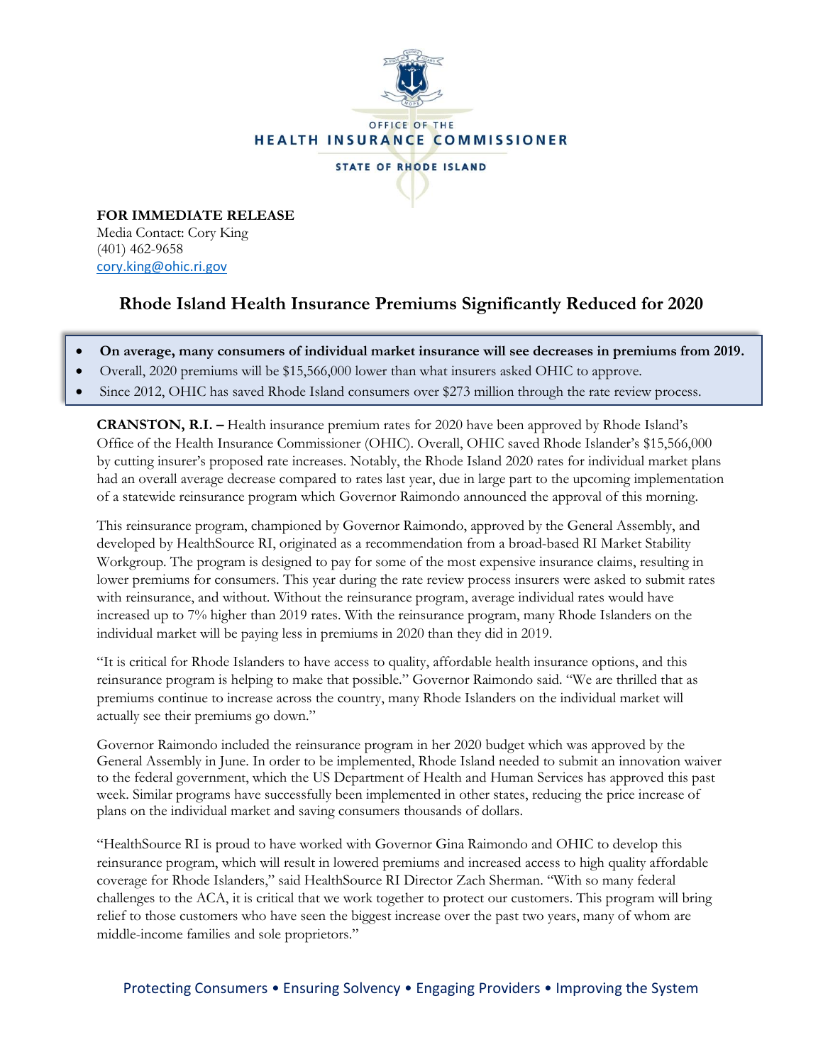OFFICE OF THE

HEALTH INSURANCE COMMISSIONER

STATE OF RHODE ISLAND

**FOR IMMEDIATE RELEASE**
Media Contact: Cory King
(401) 462-9658
cory.king@ohic.ri.gov

# Rhode Island Health Insurance Premiums Significantly Reduced for 2020

- **On average, many consumers of individual market insurance will see decreases in premiums from 2019.**
- Overall, 2020 premiums will be $15,566,000 lower than what insurers asked OHIC to approve.
- Since 2012, OHIC has saved Rhode Island consumers over $273 million through the rate review process.

**CRANSTON, R.I. –** Health insurance premium rates for 2020 have been approved by Rhode Island's Office of the Health Insurance Commissioner (OHIC). Overall, OHIC saved Rhode Islander's $15,566,000 by cutting insurer's proposed rate increases. Notably, the Rhode Island 2020 rates for individual market plans had an overall average decrease compared to rates last year, due in large part to the upcoming implementation of a statewide reinsurance program which Governor Raimondo announced the approval of this morning.

This reinsurance program, championed by Governor Raimondo, approved by the General Assembly, and developed by HealthSource RI, originated as a recommendation from a broad-based RI Market Stability Workgroup. The program is designed to pay for some of the most expensive insurance claims, resulting in lower premiums for consumers. This year during the rate review process insurers were asked to submit rates with reinsurance, and without. Without the reinsurance program, average individual rates would have increased up to 7% higher than 2019 rates. With the reinsurance program, many Rhode Islanders on the individual market will be paying less in premiums in 2020 than they did in 2019.

"It is critical for Rhode Islanders to have access to quality, affordable health insurance options, and this reinsurance program is helping to make that possible." Governor Raimondo said. "We are thrilled that as premiums continue to increase across the country, many Rhode Islanders on the individual market will actually see their premiums go down."

Governor Raimondo included the reinsurance program in her 2020 budget which was approved by the General Assembly in June. In order to be implemented, Rhode Island needed to submit an innovation waiver to the federal government, which the US Department of Health and Human Services has approved this past week. Similar programs have successfully been implemented in other states, reducing the price increase of plans on the individual market and saving consumers thousands of dollars.

"HealthSource RI is proud to have worked with Governor Gina Raimondo and OHIC to develop this reinsurance program, which will result in lowered premiums and increased access to high quality affordable coverage for Rhode Islanders," said HealthSource RI Director Zach Sherman. "With so many federal challenges to the ACA, it is critical that we work together to protect our customers. This program will bring relief to those customers who have seen the biggest increase over the past two years, many of whom are middle-income families and sole proprietors."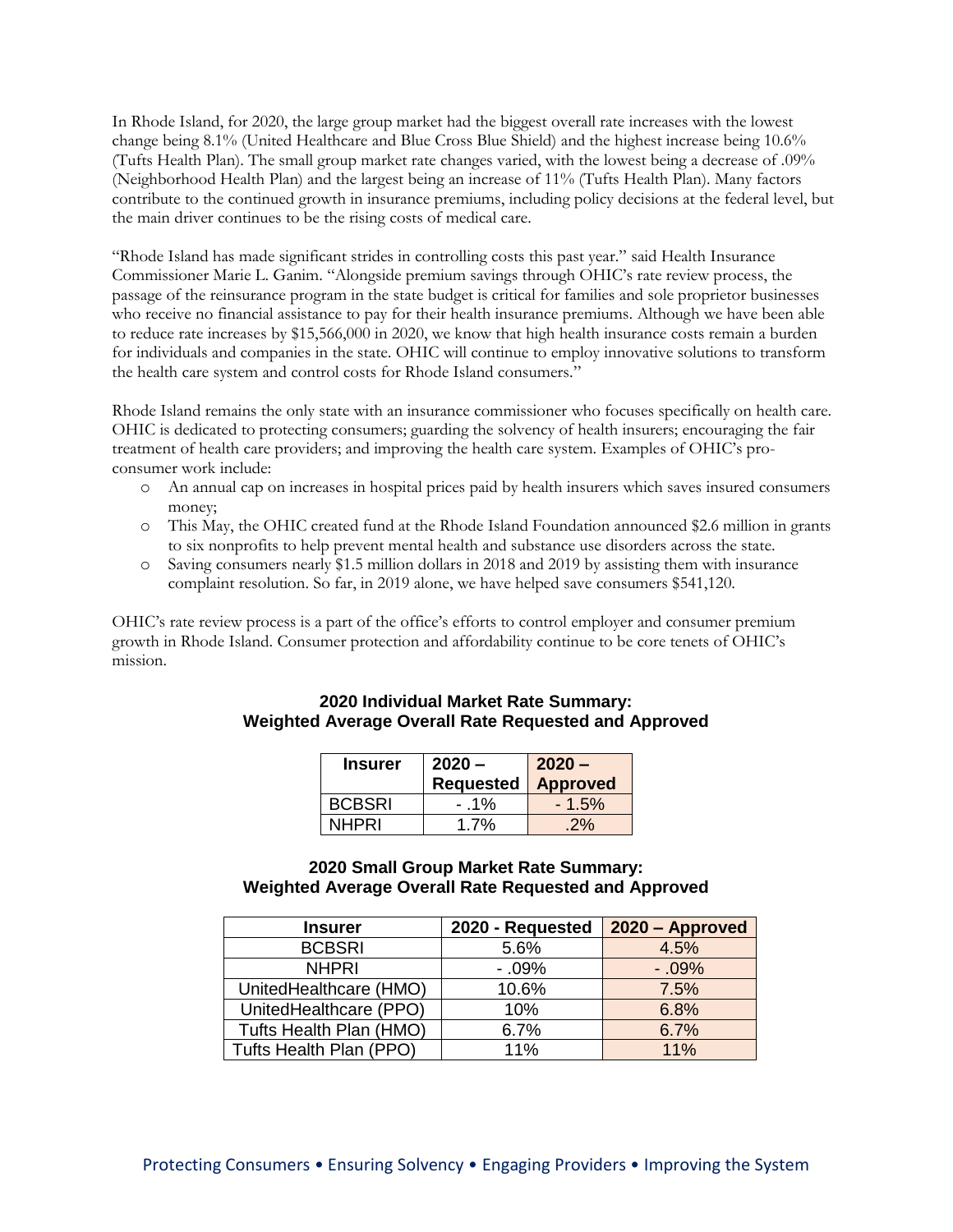In Rhode Island, for 2020, the large group market had the biggest overall rate increases with the lowest change being 8.1% (United Healthcare and Blue Cross Blue Shield) and the highest increase being 10.6% (Tufts Health Plan). The small group market rate changes varied, with the lowest being a decrease of .09% (Neighborhood Health Plan) and the largest being an increase of 11% (Tufts Health Plan). Many factors contribute to the continued growth in insurance premiums, including policy decisions at the federal level, but the main driver continues to be the rising costs of medical care.

"Rhode Island has made significant strides in controlling costs this past year." said Health Insurance Commissioner Marie L. Ganim. "Alongside premium savings through OHIC's rate review process, the passage of the reinsurance program in the state budget is critical for families and sole proprietor businesses who receive no financial assistance to pay for their health insurance premiums. Although we have been able to reduce rate increases by $15,566,000 in 2020, we know that high health insurance costs remain a burden for individuals and companies in the state. OHIC will continue to employ innovative solutions to transform the health care system and control costs for Rhode Island consumers."

Rhode Island remains the only state with an insurance commissioner who focuses specifically on health care. OHIC is dedicated to protecting consumers; guarding the solvency of health insurers; encouraging the fair treatment of health care providers; and improving the health care system. Examples of OHIC's pro-consumer work include:

- An annual cap on increases in hospital prices paid by health insurers which saves insured consumers money;
- This May, the OHIC created fund at the Rhode Island Foundation announced $2.6 million in grants to six nonprofits to help prevent mental health and substance use disorders across the state.
- Saving consumers nearly $1.5 million dollars in 2018 and 2019 by assisting them with insurance complaint resolution. So far, in 2019 alone, we have helped save consumers $541,120.

OHIC's rate review process is a part of the office's efforts to control employer and consumer premium growth in Rhode Island. Consumer protection and affordability continue to be core tenets of OHIC's mission.

**2020 Individual Market Rate Summary:**
**Weighted Average Overall Rate Requested and Approved**

| Insurer | 2020 – Requested | 2020 – Approved |
|---|---|---|
| BCBSRI | - .1% | - 1.5% |
| NHPRI | 1.7% | .2% |

**2020 Small Group Market Rate Summary:**
**Weighted Average Overall Rate Requested and Approved**

| Insurer | 2020 - Requested | 2020 – Approved |
|---|---|---|
| BCBSRI | 5.6% | 4.5% |
| NHPRI | - .09% | - .09% |
| UnitedHealthcare (HMO) | 10.6% | 7.5% |
| UnitedHealthcare (PPO) | 10% | 6.8% |
| Tufts Health Plan (HMO) | 6.7% | 6.7% |
| Tufts Health Plan (PPO) | 11% | 11% |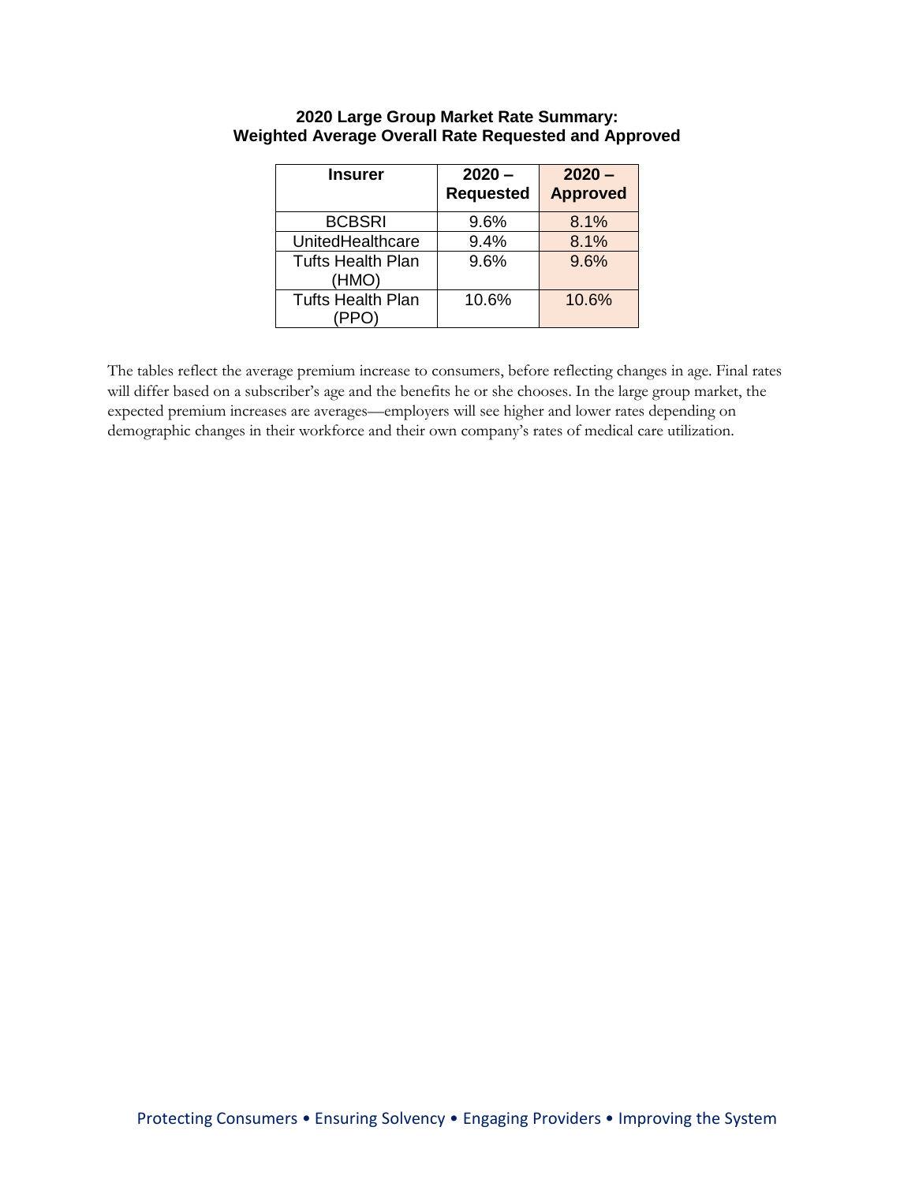**2020 Large Group Market Rate Summary: Weighted Average Overall Rate Requested and Approved**

| Insurer | 2020 – Requested | 2020 – Approved |
|---|---|---|
| BCBSRI | 9.6% | 8.1% |
| UnitedHealthcare | 9.4% | 8.1% |
| Tufts Health Plan (HMO) | 9.6% | 9.6% |
| Tufts Health Plan (PPO) | 10.6% | 10.6% |

The tables reflect the average premium increase to consumers, before reflecting changes in age. Final rates will differ based on a subscriber's age and the benefits he or she chooses. In the large group market, the expected premium increases are averages—employers will see higher and lower rates depending on demographic changes in their workforce and their own company's rates of medical care utilization.